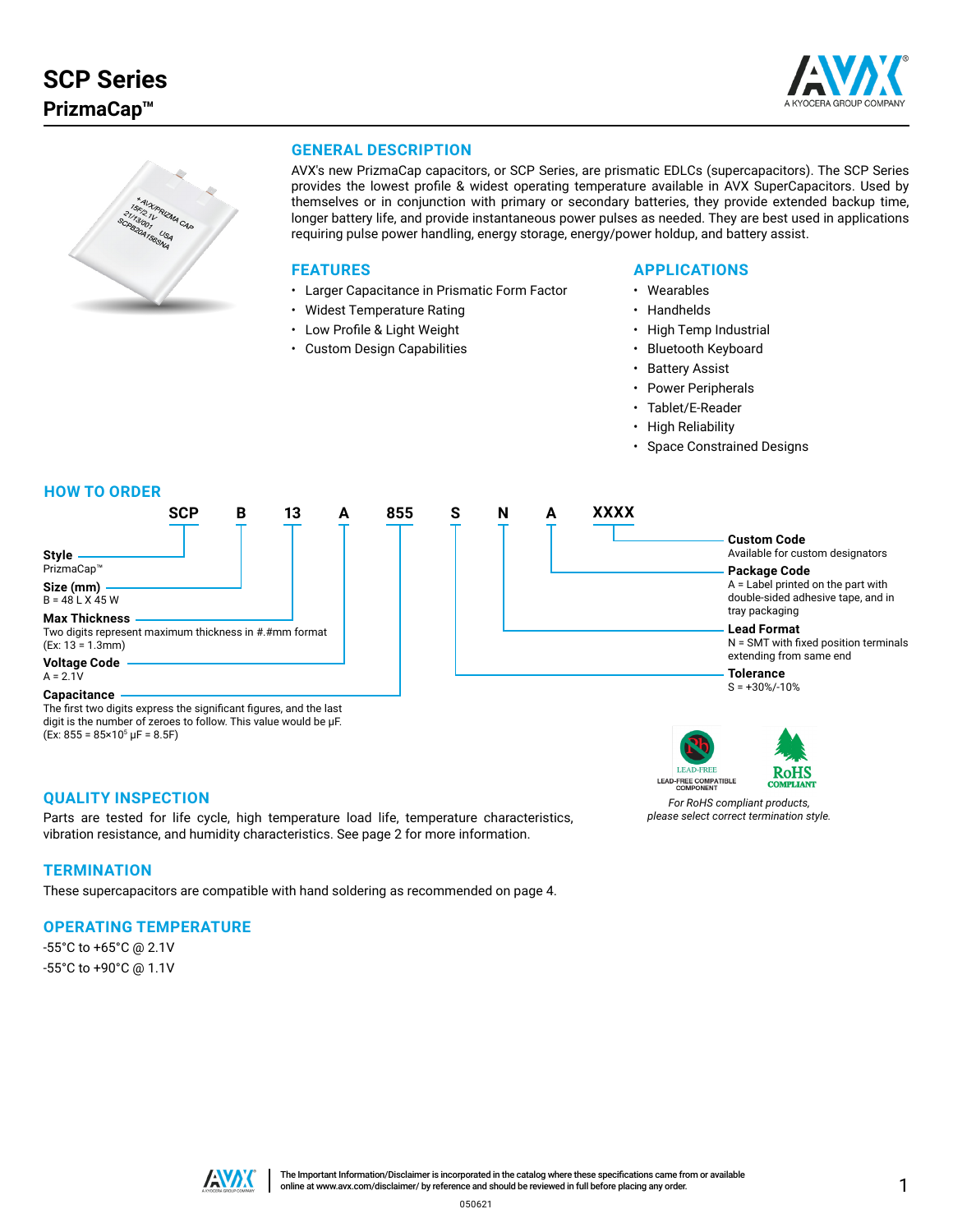# SCP Series

## PrizmaCap™

### GENERAL DESCRIPTION

AVX's new PrizmaCap capacitors, or SCP Series, are prismatic EDLCs (supercapacitors). The SCP Series provides the lowest profile & widest operating temperature available in AVX SuperCapacitors. Used by themselves or in conjunction with primary or secondary batteries, they provide extended backup time, longer battery life, and provide instantaneous power pulses as needed. They are best used in applications requiring pulse power handling, energy storage, energy/power holdup, and battery assist.

### FEATURES

- Larger Capacitance in Prismatic Form Factor
- Widest Temperature Rating
- Low Profile & Light Weight
- Custom Design Capabilities

### APPLICATIONS

- Wearables
- Handhelds
- High Temp Industrial
- Bluetooth Keyboard
- Battery Assist
- Power Peripherals
- Tablet/E-Reader
- High Reliability
- Space Constrained Designs

### HOW TO ORDER

**SCP B 13 A 855 S N A XXXX**

- **Style** (SCP): PrizmaCap™
- **Size (mm)** (B): B = 48 L X 45 W
- **Max Thickness** (13): Two digits represent maximum thickness in #.#mm format (Ex: 13 = 1.3mm)
- **Voltage Code** (A): A = 2.1V
- **Capacitance** (855): The first two digits express the significant figures, and the last digit is the number of zeroes to follow. This value would be μF. (Ex: 855 = $85 \times 10^5$ μF = 8.5F)
- **Tolerance** (S): S = +30%/-10%
- **Lead Format** (N): N = SMT with fixed position terminals extending from same end
- **Package Code** (A): A = Label printed on the part with double-sided adhesive tape, and in tray packaging
- **Custom Code** (XXXX): Available for custom designators

LEAD-FREE COMPATIBLE COMPONENT — RoHS COMPLIANT

*For RoHS compliant products, please select correct termination style.*

### QUALITY INSPECTION

Parts are tested for life cycle, high temperature load life, temperature characteristics, vibration resistance, and humidity characteristics. See page 2 for more information.

### TERMINATION

These supercapacitors are compatible with hand soldering as recommended on page 4.

### OPERATING TEMPERATURE

-55°C to +65°C @ 2.1V

-55°C to +90°C @ 1.1V

The Important Information/Disclaimer is incorporated in the catalog where these specifications came from or available online at www.avx.com/disclaimer/ by reference and should be reviewed in full before placing any order.

050621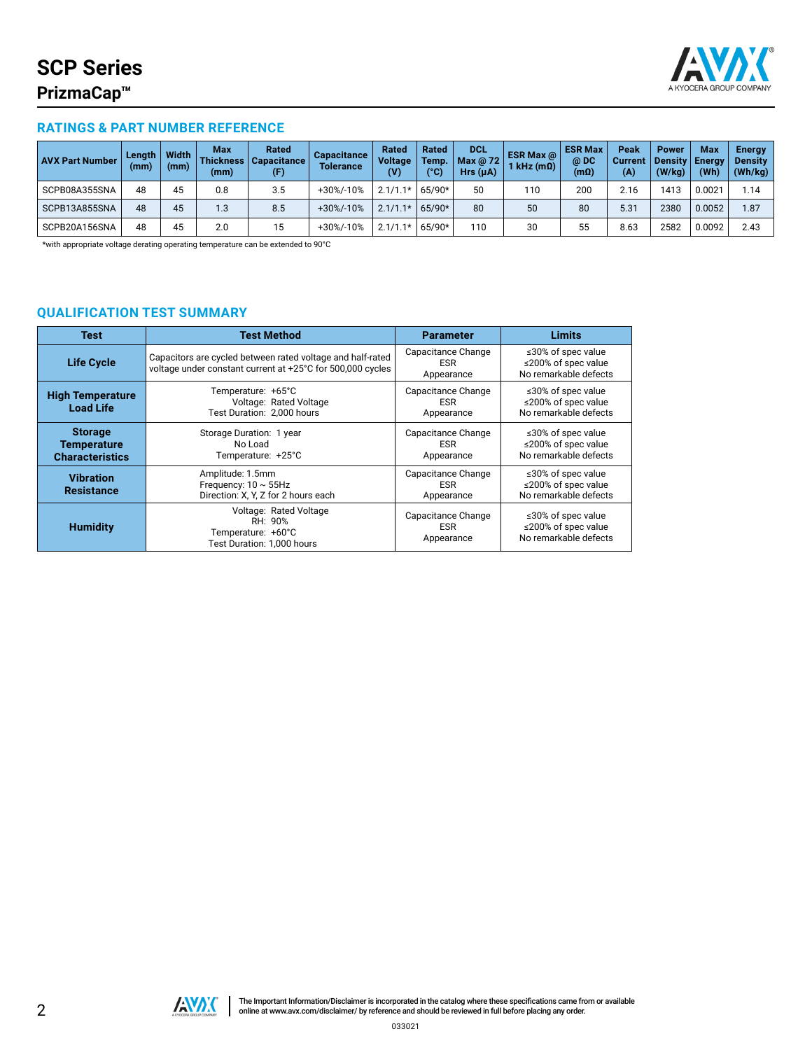# SCP Series
## PrizmaCap™

### RATINGS & PART NUMBER REFERENCE

| AVX Part Number | Length (mm) | Width (mm) | Max Thickness (mm) | Rated Capacitance (F) | Capacitance Tolerance | Rated Voltage (V) | Rated Temp. (°C) | DCL Max @ 72 Hrs (µA) | ESR Max @ 1 kHz (mΩ) | ESR Max @ DC (mΩ) | Peak Current (A) | Power Density (W/kg) | Max Energy (Wh) | Energy Density (Wh/kg) |
|---|---|---|---|---|---|---|---|---|---|---|---|---|---|---|
| SCPB08A355SNA | 48 | 45 | 0.8 | 3.5 | +30%/-10% | 2.1/1.1* | 65/90* | 50 | 110 | 200 | 2.16 | 1413 | 0.0021 | 1.14 |
| SCPB13A855SNA | 48 | 45 | 1.3 | 8.5 | +30%/-10% | 2.1/1.1* | 65/90* | 80 | 50 | 80 | 5.31 | 2380 | 0.0052 | 1.87 |
| SCPB20A156SNA | 48 | 45 | 2.0 | 15 | +30%/-10% | 2.1/1.1* | 65/90* | 110 | 30 | 55 | 8.63 | 2582 | 0.0092 | 2.43 |

*with appropriate voltage derating operating temperature can be extended to 90°C

### QUALIFICATION TEST SUMMARY

| Test | Test Method | Parameter | Limits |
|---|---|---|---|
| **Life Cycle** | Capacitors are cycled between rated voltage and half-rated voltage under constant current at +25°C for 500,000 cycles | Capacitance Change<br>ESR<br>Appearance | ≤30% of spec value<br>≤200% of spec value<br>No remarkable defects |
| **High Temperature Load Life** | Temperature: +65°C<br>Voltage: Rated Voltage<br>Test Duration: 2,000 hours | Capacitance Change<br>ESR<br>Appearance | ≤30% of spec value<br>≤200% of spec value<br>No remarkable defects |
| **Storage Temperature Characteristics** | Storage Duration: 1 year<br>No Load<br>Temperature: +25°C | Capacitance Change<br>ESR<br>Appearance | ≤30% of spec value<br>≤200% of spec value<br>No remarkable defects |
| **Vibration Resistance** | Amplitude: 1.5mm<br>Frequency: 10 ~ 55Hz<br>Direction: X, Y, Z for 2 hours each | Capacitance Change<br>ESR<br>Appearance | ≤30% of spec value<br>≤200% of spec value<br>No remarkable defects |
| **Humidity** | Voltage: Rated Voltage<br>RH: 90%<br>Temperature: +60°C<br>Test Duration: 1,000 hours | Capacitance Change<br>ESR<br>Appearance | ≤30% of spec value<br>≤200% of spec value<br>No remarkable defects |

The Important Information/Disclaimer is incorporated in the catalog where these specifications came from or available online at www.avx.com/disclaimer/ by reference and should be reviewed in full before placing any order.

033021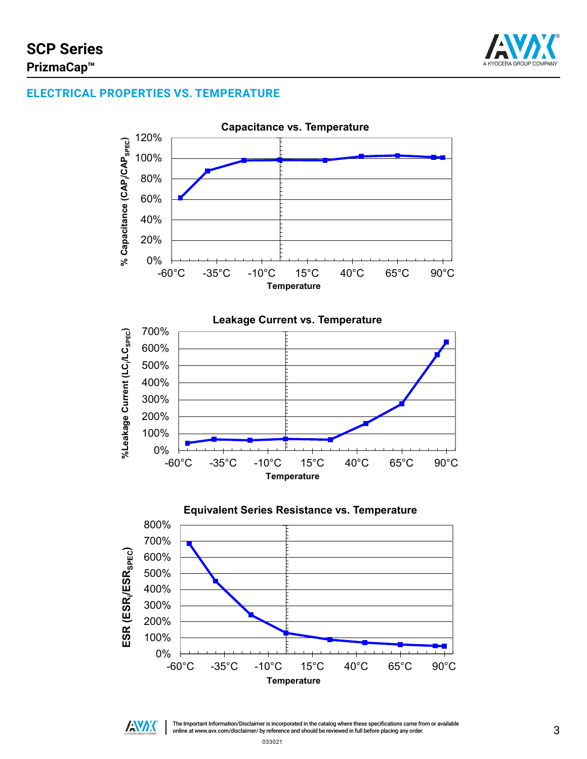## ELECTRICAL PROPERTIES VS. TEMPERATURE

**Capacitance vs. Temperature**

% Capacitance ($CAP_i/CAP_{SPEC}$)

120%
100%
80%
60%
40%
20%
0%

-60°C -35°C -10°C 15°C 40°C 65°C 90°C

**Temperature**

**Leakage Current vs. Temperature**

%Leakage Current ($LC_i/LC_{SPEC}$)

700%
600%
500%
400%
300%
200%
100%
0%

-60°C -35°C -10°C 15°C 40°C 65°C 90°C

**Temperature**

**Equivalent Series Resistance vs. Temperature**

ESR ($ESR_i/ESR_{SPEC}$)

800%
700%
600%
500%
400%
300%
200%
100%
0%

-60°C -35°C -10°C 15°C 40°C 65°C 90°C

**Temperature**

The Important Information/Disclaimer is incorporated in the catalog where these specifications came from or available online at www.avx.com/disclaimer/ by reference and should be reviewed in full before placing any order.

033021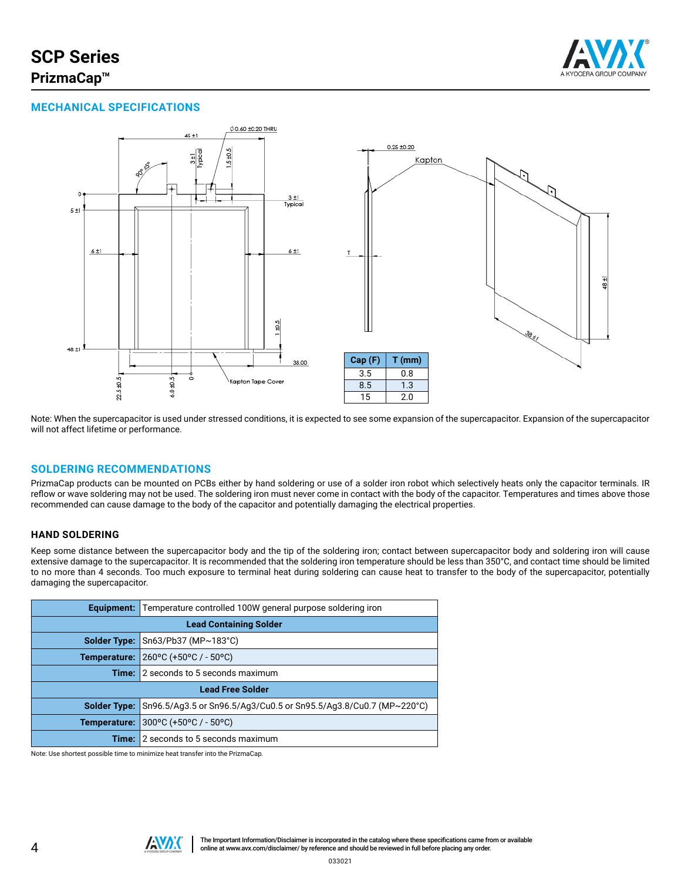# SCP Series
## PrizmaCap™

## MECHANICAL SPECIFICATIONS

| Cap (F) | T (mm) |
|---|---|
| 3.5 | 0.8 |
| 8.5 | 1.3 |
| 15 | 2.0 |

Note: When the supercapacitor is used under stressed conditions, it is expected to see some expansion of the supercapacitor. Expansion of the supercapacitor will not affect lifetime or performance.

## SOLDERING RECOMMENDATIONS

PrizmaCap products can be mounted on PCBs either by hand soldering or use of a solder iron robot which selectively heats only the capacitor terminals. IR reflow or wave soldering may not be used. The soldering iron must never come in contact with the body of the capacitor. Temperatures and times above those recommended can cause damage to the body of the capacitor and potentially damaging the electrical properties.

### HAND SOLDERING

Keep some distance between the supercapacitor body and the tip of the soldering iron; contact between supercapacitor body and soldering iron will cause extensive damage to the supercapacitor. It is recommended that the soldering iron temperature should be less than 350°C, and contact time should be limited to no more than 4 seconds. Too much exposure to terminal heat during soldering can cause heat to transfer to the body of the supercapacitor, potentially damaging the supercapacitor.

| **Equipment:** | Temperature controlled 100W general purpose soldering iron |
|---|---|
| **Lead Containing Solder** | |
| **Solder Type:** | Sn63/Pb37 (MP~183°C) |
| **Temperature:** | 260°C (+50°C / - 50°C) |
| **Time:** | 2 seconds to 5 seconds maximum |
| **Lead Free Solder** | |
| **Solder Type:** | Sn96.5/Ag3.5 or Sn96.5/Ag3/Cu0.5 or Sn95.5/Ag3.8/Cu0.7 (MP~220°C) |
| **Temperature:** | 300°C (+50°C / - 50°C) |
| **Time:** | 2 seconds to 5 seconds maximum |

Note: Use shortest possible time to minimize heat transfer into the PrizmaCap.

The Important Information/Disclaimer is incorporated in the catalog where these specifications came from or available online at www.avx.com/disclaimer/ by reference and should be reviewed in full before placing any order.

033021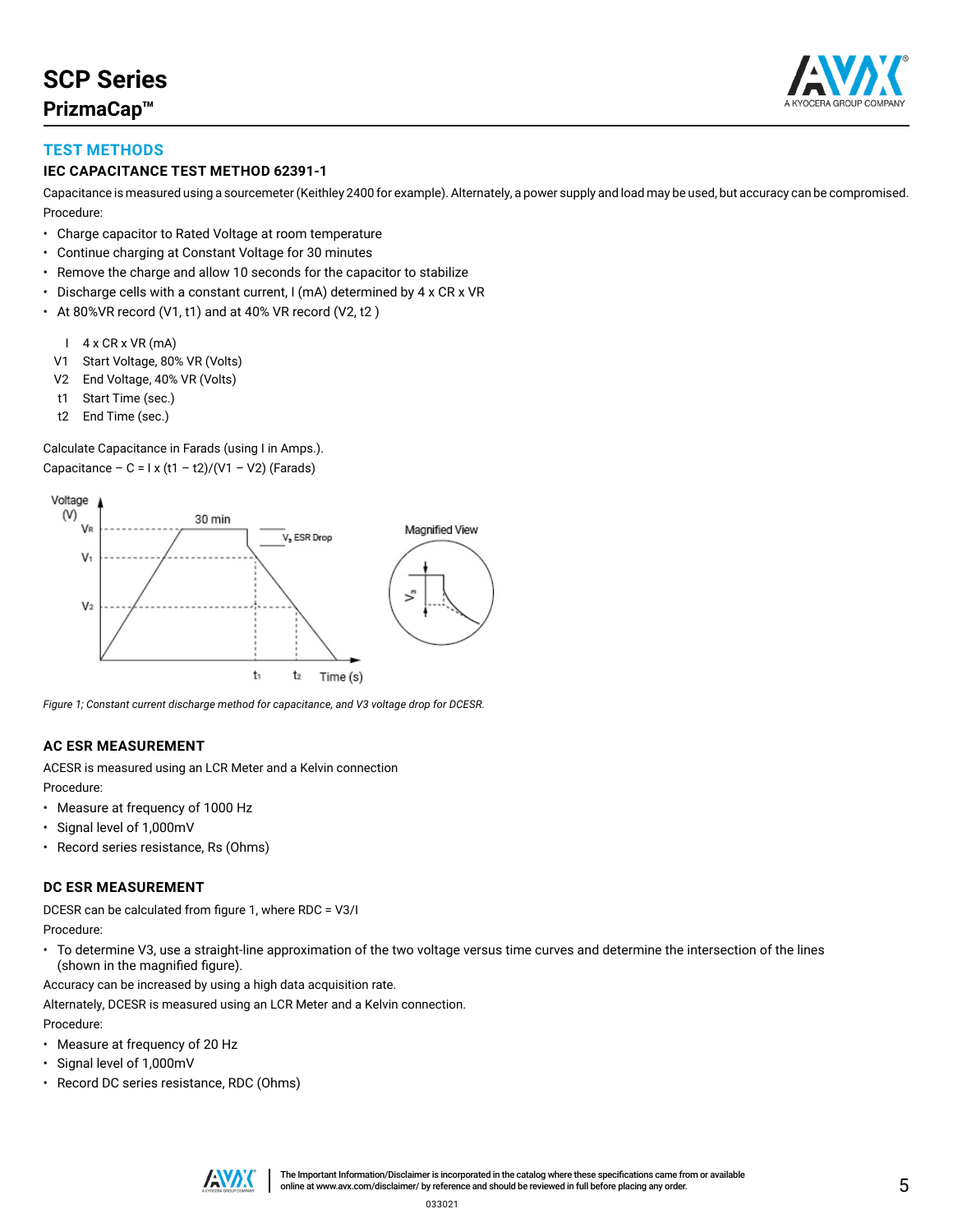# SCP Series

## PrizmaCap™

## TEST METHODS

### IEC CAPACITANCE TEST METHOD 62391-1

Capacitance is measured using a sourcemeter (Keithley 2400 for example). Alternately, a power supply and load may be used, but accuracy can be compromised.

Procedure:

- Charge capacitor to Rated Voltage at room temperature
- Continue charging at Constant Voltage for 30 minutes
- Remove the charge and allow 10 seconds for the capacitor to stabilize
- Discharge cells with a constant current, I (mA) determined by 4 x CR x VR
- At 80%VR record (V1, t1) and at 40% VR record (V2, t2 )

| | |
|---|---|
| I | 4 x CR x VR (mA) |
| V1 | Start Voltage, 80% VR (Volts) |
| V2 | End Voltage, 40% VR (Volts) |
| t1 | Start Time (sec.) |
| t2 | End Time (sec.) |

Calculate Capacitance in Farads (using I in Amps.).

Capacitance – C = I x (t1 – t2)/(V1 – V2) (Farads)

*Figure 1; Constant current discharge method for capacitance, and V3 voltage drop for DCESR.*

### AC ESR MEASUREMENT

ACESR is measured using an LCR Meter and a Kelvin connection

Procedure:

- Measure at frequency of 1000 Hz
- Signal level of 1,000mV
- Record series resistance, Rs (Ohms)

### DC ESR MEASUREMENT

DCESR can be calculated from figure 1, where RDC = V3/I

Procedure:

- To determine V3, use a straight-line approximation of the two voltage versus time curves and determine the intersection of the lines (shown in the magnified figure).

Accuracy can be increased by using a high data acquisition rate.

Alternately, DCESR is measured using an LCR Meter and a Kelvin connection.

Procedure:

- Measure at frequency of 20 Hz
- Signal level of 1,000mV
- Record DC series resistance, RDC (Ohms)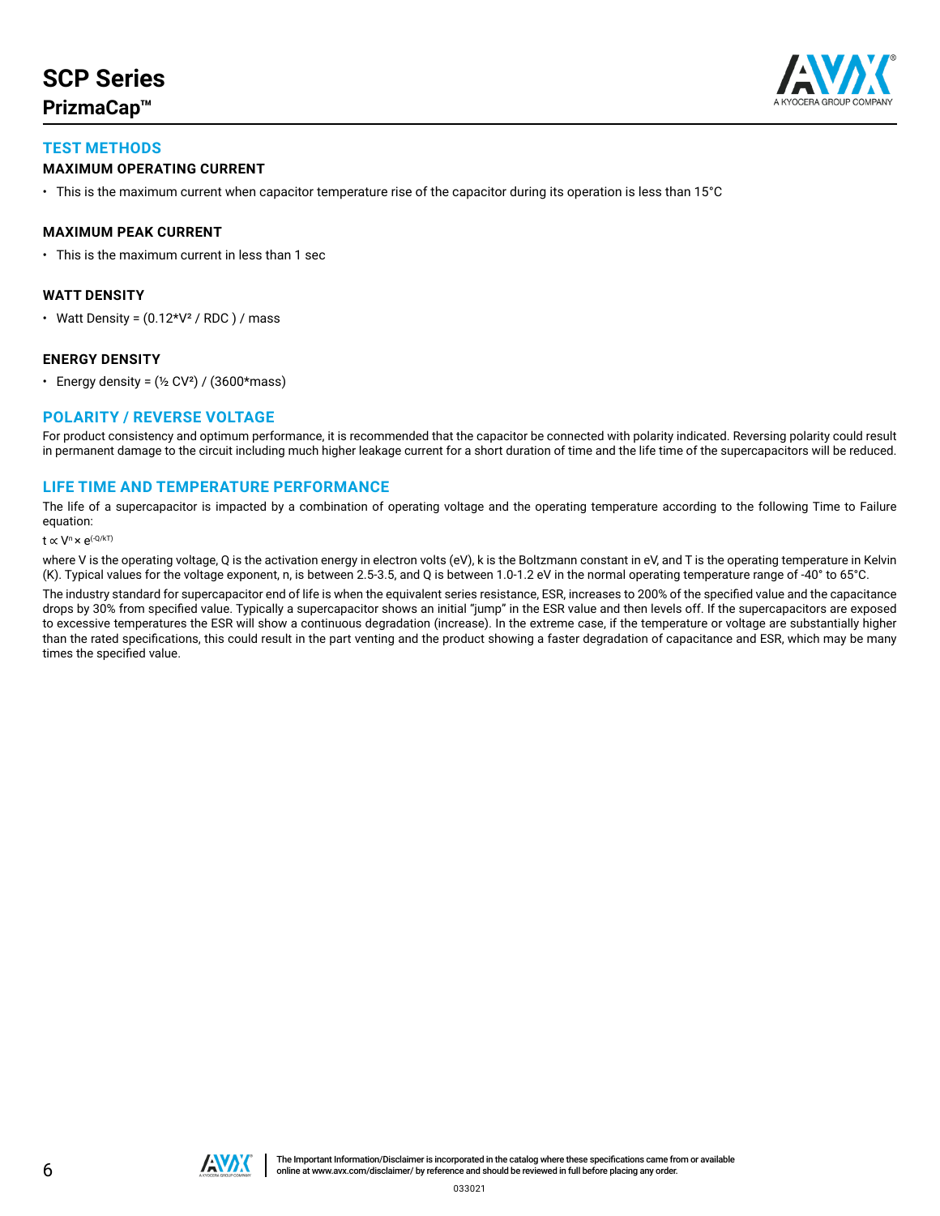# SCP Series

## PrizmaCap™

### TEST METHODS

#### MAXIMUM OPERATING CURRENT

- This is the maximum current when capacitor temperature rise of the capacitor during its operation is less than 15°C

#### MAXIMUM PEAK CURRENT

- This is the maximum current in less than 1 sec

#### WATT DENSITY

- Watt Density = $(0.12 \cdot V^2 / RDC) / mass$

#### ENERGY DENSITY

- Energy density = $(\frac{1}{2} CV^2) / (3600 \cdot mass)$

### POLARITY / REVERSE VOLTAGE

For product consistency and optimum performance, it is recommended that the capacitor be connected with polarity indicated. Reversing polarity could result in permanent damage to the circuit including much higher leakage current for a short duration of time and the life time of the supercapacitors will be reduced.

### LIFE TIME AND TEMPERATURE PERFORMANCE

The life of a supercapacitor is impacted by a combination of operating voltage and the operating temperature according to the following Time to Failure equation:

$$t \propto V^n \times e^{(-Q/kT)}$$

where V is the operating voltage, Q is the activation energy in electron volts (eV), k is the Boltzmann constant in eV, and T is the operating temperature in Kelvin (K). Typical values for the voltage exponent, n, is between 2.5-3.5, and Q is between 1.0-1.2 eV in the normal operating temperature range of -40° to 65°C.

The industry standard for supercapacitor end of life is when the equivalent series resistance, ESR, increases to 200% of the specified value and the capacitance drops by 30% from specified value. Typically a supercapacitor shows an initial "jump" in the ESR value and then levels off. If the supercapacitors are exposed to excessive temperatures the ESR will show a continuous degradation (increase). In the extreme case, if the temperature or voltage are substantially higher than the rated specifications, this could result in the part venting and the product showing a faster degradation of capacitance and ESR, which may be many times the specified value.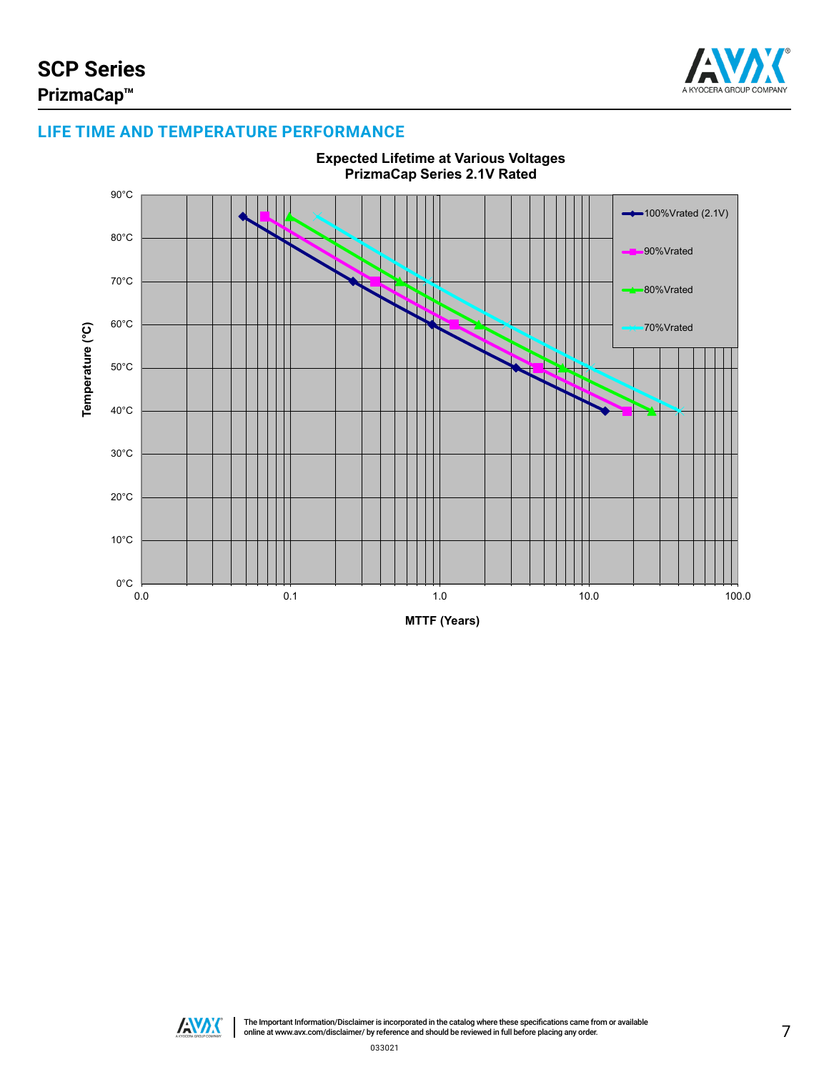## LIFE TIME AND TEMPERATURE PERFORMANCE

**Expected Lifetime at Various Voltages**
**PrizmaCap Series 2.1V Rated**

Temperature (°C): 90°C, 80°C, 70°C, 60°C, 50°C, 40°C, 30°C, 20°C, 10°C, 0°C

MTTF (Years): 0.0, 0.1, 1.0, 10.0, 100.0

Legend: 100%Vrated (2.1V), 90%Vrated, 80%Vrated, 70%Vrated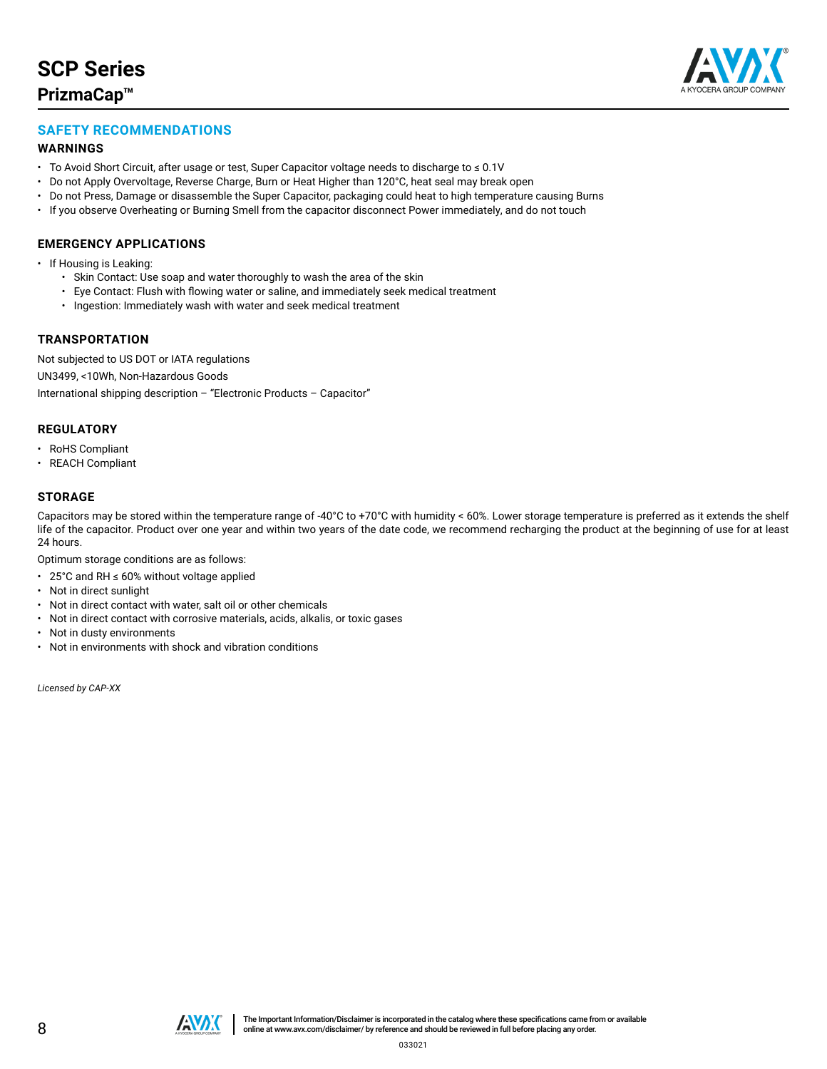## SAFETY RECOMMENDATIONS

### WARNINGS

- To Avoid Short Circuit, after usage or test, Super Capacitor voltage needs to discharge to ≤ 0.1V
- Do not Apply Overvoltage, Reverse Charge, Burn or Heat Higher than 120°C, heat seal may break open
- Do not Press, Damage or disassemble the Super Capacitor, packaging could heat to high temperature causing Burns
- If you observe Overheating or Burning Smell from the capacitor disconnect Power immediately, and do not touch

### EMERGENCY APPLICATIONS

- If Housing is Leaking:
  - Skin Contact: Use soap and water thoroughly to wash the area of the skin
  - Eye Contact: Flush with flowing water or saline, and immediately seek medical treatment
  - Ingestion: Immediately wash with water and seek medical treatment

### TRANSPORTATION

Not subjected to US DOT or IATA regulations

UN3499, <10Wh, Non-Hazardous Goods

International shipping description – "Electronic Products – Capacitor"

### REGULATORY

- RoHS Compliant
- REACH Compliant

### STORAGE

Capacitors may be stored within the temperature range of -40°C to +70°C with humidity < 60%. Lower storage temperature is preferred as it extends the shelf life of the capacitor. Product over one year and within two years of the date code, we recommend recharging the product at the beginning of use for at least 24 hours.

Optimum storage conditions are as follows:

- 25°C and RH ≤ 60% without voltage applied
- Not in direct sunlight
- Not in direct contact with water, salt oil or other chemicals
- Not in direct contact with corrosive materials, acids, alkalis, or toxic gases
- Not in dusty environments
- Not in environments with shock and vibration conditions

*Licensed by CAP-XX*